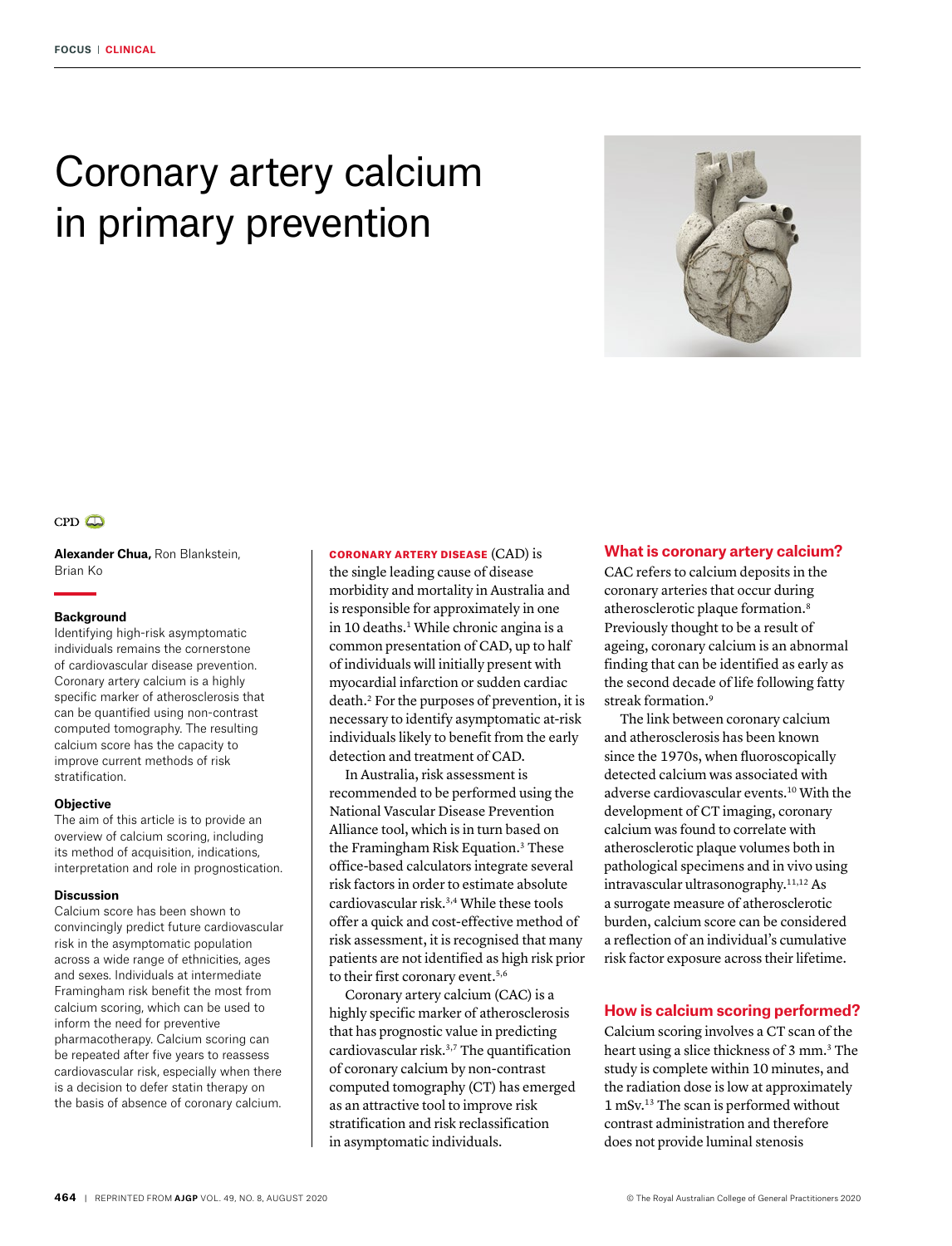# Coronary artery calcium in primary prevention

CPD

**Alexander Chua,** Ron Blankstein, Brian Ko

### Background

Identifying high-risk asymptomatic individuals remains the cornerstone of cardiovascular disease prevention. Coronary artery calcium is a highly specific marker of atherosclerosis that can be quantified using non-contrast computed tomography. The resulting calcium score has the capacity to improve current methods of risk stratification.

### Objective

The aim of this article is to provide an overview of calcium scoring, including its method of acquisition, indications, interpretation and role in prognostication.

### Discussion

Calcium score has been shown to convincingly predict future cardiovascular risk in the asymptomatic population across a wide range of ethnicities, ages and sexes. Individuals at intermediate Framingham risk benefit the most from calcium scoring, which can be used to inform the need for preventive pharmacotherapy. Calcium scoring can be repeated after five years to reassess cardiovascular risk, especially when there is a decision to defer statin therapy on the basis of absence of coronary calcium.

**CORONARY ARTERY DISEASE** (CAD) is the single leading cause of disease morbidity and mortality in Australia and is responsible for approximately in one in 10 deaths.[1] While chronic angina is a common presentation of CAD, up to half of individuals will initially present with myocardial infarction or sudden cardiac death.[2] For the purposes of prevention, it is necessary to identify asymptomatic at-risk individuals likely to benefit from the early detection and treatment of CAD.

In Australia, risk assessment is recommended to be performed using the National Vascular Disease Prevention Alliance tool, which is in turn based on the Framingham Risk Equation.[3] These office-based calculators integrate several risk factors in order to estimate absolute cardiovascular risk.[3,4] While these tools offer a quick and cost-effective method of risk assessment, it is recognised that many patients are not identified as high risk prior to their first coronary event.[5,6]

Coronary artery calcium (CAC) is a highly specific marker of atherosclerosis that has prognostic value in predicting cardiovascular risk.[3,7] The quantification of coronary calcium by non-contrast computed tomography (CT) has emerged as an attractive tool to improve risk stratification and risk reclassification in asymptomatic individuals.

## What is coronary artery calcium?

CAC refers to calcium deposits in the coronary arteries that occur during atherosclerotic plaque formation.[8] Previously thought to be a result of ageing, coronary calcium is an abnormal finding that can be identified as early as the second decade of life following fatty streak formation.[9]

The link between coronary calcium and atherosclerosis has been known since the 1970s, when fluoroscopically detected calcium was associated with adverse cardiovascular events.[10] With the development of CT imaging, coronary calcium was found to correlate with atherosclerotic plaque volumes both in pathological specimens and in vivo using intravascular ultrasonography.[11,12] As a surrogate measure of atherosclerotic burden, calcium score can be considered a reflection of an individual's cumulative risk factor exposure across their lifetime.

## How is calcium scoring performed?

Calcium scoring involves a CT scan of the heart using a slice thickness of 3 mm.[3] The study is complete within 10 minutes, and the radiation dose is low at approximately 1 mSv.[13] The scan is performed without contrast administration and therefore does not provide luminal stenosis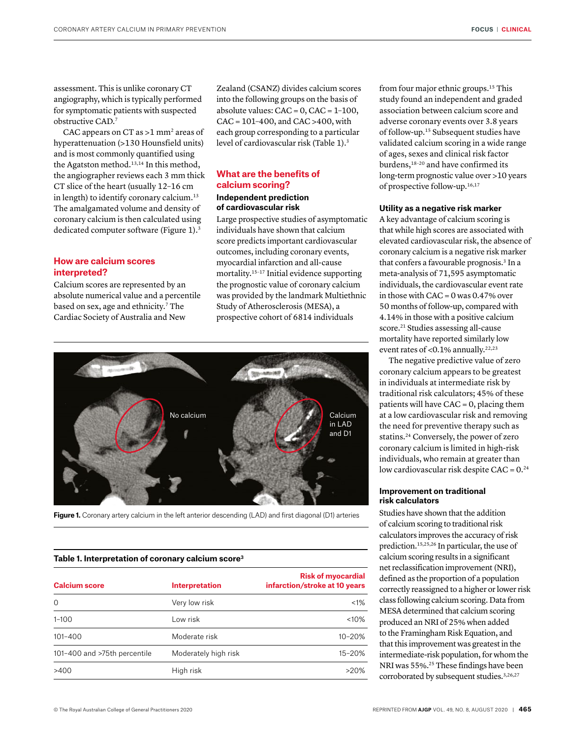assessment. This is unlike coronary CT angiography, which is typically performed for symptomatic patients with suspected obstructive CAD.[7]

CAC appears on CT as >1 $mm^2$ areas of hyperattenuation (>130 Hounsfield units) and is most commonly quantified using the Agatston method.[13,14] In this method, the angiographer reviews each 3 mm thick CT slice of the heart (usually 12–16 cm in length) to identify coronary calcium.[13] The amalgamated volume and density of coronary calcium is then calculated using dedicated computer software (Figure 1).[3]

## How are calcium scores interpreted?

Calcium scores are represented by an absolute numerical value and a percentile based on sex, age and ethnicity.[7] The Cardiac Society of Australia and New Zealand (CSANZ) divides calcium scores into the following groups on the basis of absolute values: CAC = 0, CAC = 1–100, CAC = 101–400, and CAC >400, with each group corresponding to a particular level of cardiovascular risk (Table 1).[3]

Figure 1. Coronary artery calcium in the left anterior descending (LAD) and first diagonal (D1) arteries

**Table 1. Interpretation of coronary calcium score[3]**

| Calcium score | Interpretation | Risk of myocardial infarction/stroke at 10 years |
|---|---|---|
| 0 | Very low risk | <1% |
| 1–100 | Low risk | <10% |
| 101–400 | Moderate risk | 10–20% |
| 101–400 and >75th percentile | Moderately high risk | 15–20% |
| >400 | High risk | >20% |

## What are the benefits of calcium scoring?

### Independent prediction of cardiovascular risk

Large prospective studies of asymptomatic individuals have shown that calcium score predicts important cardiovascular outcomes, including coronary events, myocardial infarction and all-cause mortality.[15–17] Initial evidence supporting the prognostic value of coronary calcium was provided by the landmark Multiethnic Study of Atherosclerosis (MESA), a prospective cohort of 6814 individuals from four major ethnic groups.[15] This study found an independent and graded association between calcium score and adverse coronary events over 3.8 years of follow-up.[15] Subsequent studies have validated calcium scoring in a wide range of ages, sexes and clinical risk factor burdens,[18–20] and have confirmed its long-term prognostic value over >10 years of prospective follow-up.[16,17]

### Utility as a negative risk marker

A key advantage of calcium scoring is that while high scores are associated with elevated cardiovascular risk, the absence of coronary calcium is a negative risk marker that confers a favourable prognosis.[3] In a meta-analysis of 71,595 asymptomatic individuals, the cardiovascular event rate in those with CAC = 0 was 0.47% over 50 months of follow-up, compared with 4.14% in those with a positive calcium score.[21] Studies assessing all-cause mortality have reported similarly low event rates of <0.1% annually.[22,23]

The negative predictive value of zero coronary calcium appears to be greatest in individuals at intermediate risk by traditional risk calculators; 45% of these patients will have CAC = 0, placing them at a low cardiovascular risk and removing the need for preventive therapy such as statins.[24] Conversely, the power of zero coronary calcium is limited in high-risk individuals, who remain at greater than low cardiovascular risk despite CAC = 0.[24]

### Improvement on traditional risk calculators

Studies have shown that the addition of calcium scoring to traditional risk calculators improves the accuracy of risk prediction.[15,25,26] In particular, the use of calcium scoring results in a significant net reclassification improvement (NRI), defined as the proportion of a population correctly reassigned to a higher or lower risk class following calcium scoring. Data from MESA determined that calcium scoring produced an NRI of 25% when added to the Framingham Risk Equation, and that this improvement was greatest in the intermediate-risk population, for whom the NRI was 55%.[25] These findings have been corroborated by subsequent studies.[3,26,27]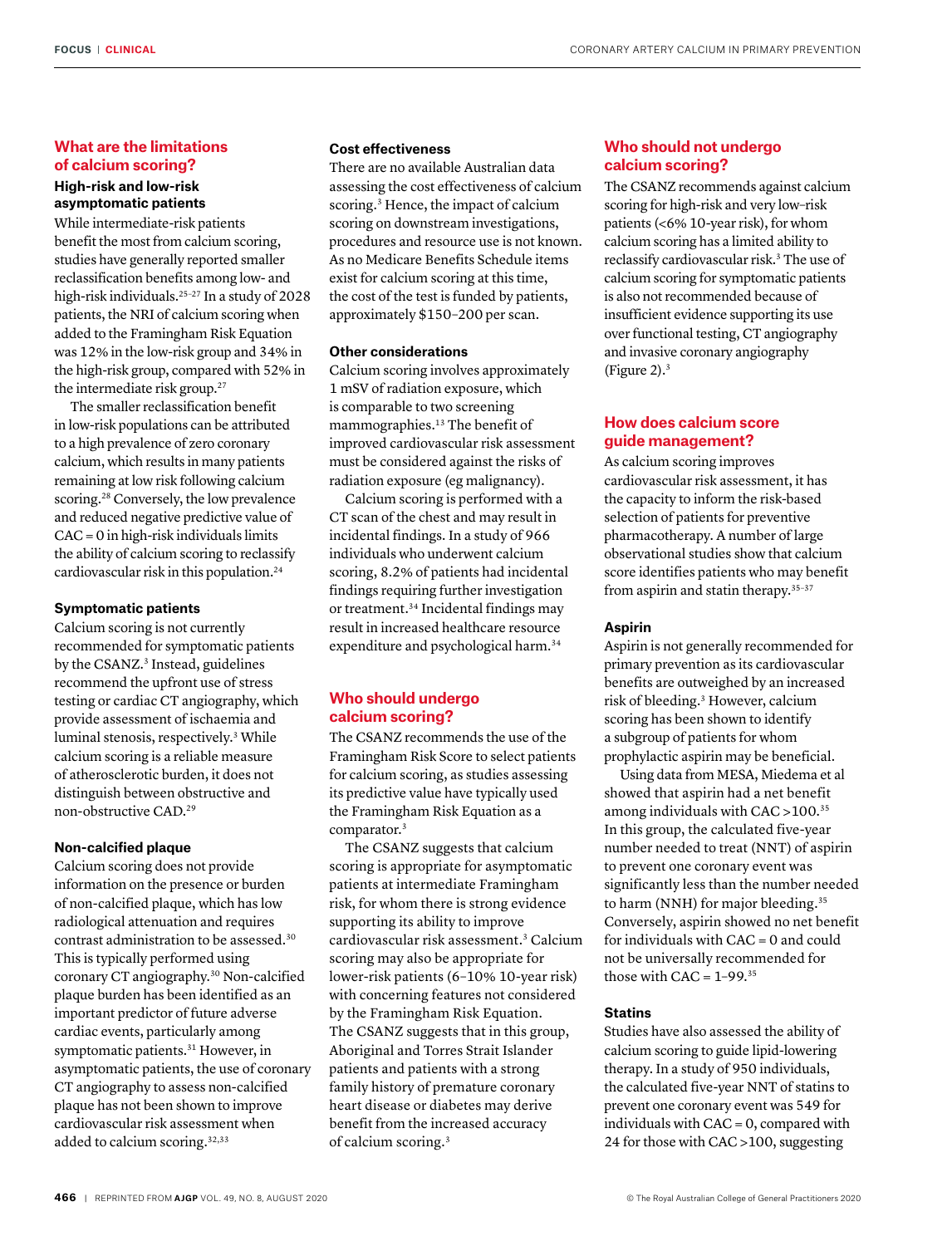## What are the limitations of calcium scoring?

### High-risk and low-risk asymptomatic patients

While intermediate-risk patients benefit the most from calcium scoring, studies have generally reported smaller reclassification benefits among low- and high-risk individuals.[25–27] In a study of 2028 patients, the NRI of calcium scoring when added to the Framingham Risk Equation was 12% in the low-risk group and 34% in the high-risk group, compared with 52% in the intermediate risk group.[27]

The smaller reclassification benefit in low-risk populations can be attributed to a high prevalence of zero coronary calcium, which results in many patients remaining at low risk following calcium scoring.[28] Conversely, the low prevalence and reduced negative predictive value of CAC = 0 in high-risk individuals limits the ability of calcium scoring to reclassify cardiovascular risk in this population.[24]

### Symptomatic patients

Calcium scoring is not currently recommended for symptomatic patients by the CSANZ.[3] Instead, guidelines recommend the upfront use of stress testing or cardiac CT angiography, which provide assessment of ischaemia and luminal stenosis, respectively.[3] While calcium scoring is a reliable measure of atherosclerotic burden, it does not distinguish between obstructive and non-obstructive CAD.[29]

### Non-calcified plaque

Calcium scoring does not provide information on the presence or burden of non-calcified plaque, which has low radiological attenuation and requires contrast administration to be assessed.[30] This is typically performed using coronary CT angiography.[30] Non-calcified plaque burden has been identified as an important predictor of future adverse cardiac events, particularly among symptomatic patients.[31] However, in asymptomatic patients, the use of coronary CT angiography to assess non-calcified plaque has not been shown to improve cardiovascular risk assessment when added to calcium scoring.[32,33]

### Cost effectiveness

There are no available Australian data assessing the cost effectiveness of calcium scoring.[3] Hence, the impact of calcium scoring on downstream investigations, procedures and resource use is not known. As no Medicare Benefits Schedule items exist for calcium scoring at this time, the cost of the test is funded by patients, approximately $150–200 per scan.

### Other considerations

Calcium scoring involves approximately 1 mSV of radiation exposure, which is comparable to two screening mammographies.[13] The benefit of improved cardiovascular risk assessment must be considered against the risks of radiation exposure (eg malignancy).

Calcium scoring is performed with a CT scan of the chest and may result in incidental findings. In a study of 966 individuals who underwent calcium scoring, 8.2% of patients had incidental findings requiring further investigation or treatment.[34] Incidental findings may result in increased healthcare resource expenditure and psychological harm.[34]

## Who should undergo calcium scoring?

The CSANZ recommends the use of the Framingham Risk Score to select patients for calcium scoring, as studies assessing its predictive value have typically used the Framingham Risk Equation as a comparator.[3]

The CSANZ suggests that calcium scoring is appropriate for asymptomatic patients at intermediate Framingham risk, for whom there is strong evidence supporting its ability to improve cardiovascular risk assessment.[3] Calcium scoring may also be appropriate for lower-risk patients (6–10% 10-year risk) with concerning features not considered by the Framingham Risk Equation. The CSANZ suggests that in this group, Aboriginal and Torres Strait Islander patients and patients with a strong family history of premature coronary heart disease or diabetes may derive benefit from the increased accuracy of calcium scoring.[3]

## Who should not undergo calcium scoring?

The CSANZ recommends against calcium scoring for high-risk and very low–risk patients (<6% 10-year risk), for whom calcium scoring has a limited ability to reclassify cardiovascular risk.[3] The use of calcium scoring for symptomatic patients is also not recommended because of insufficient evidence supporting its use over functional testing, CT angiography and invasive coronary angiography (Figure 2).[3]

## How does calcium score guide management?

As calcium scoring improves cardiovascular risk assessment, it has the capacity to inform the risk-based selection of patients for preventive pharmacotherapy. A number of large observational studies show that calcium score identifies patients who may benefit from aspirin and statin therapy.[35–37]

### Aspirin

Aspirin is not generally recommended for primary prevention as its cardiovascular benefits are outweighed by an increased risk of bleeding.[3] However, calcium scoring has been shown to identify a subgroup of patients for whom prophylactic aspirin may be beneficial.

Using data from MESA, Miedema et al showed that aspirin had a net benefit among individuals with CAC >100.[35] In this group, the calculated five-year number needed to treat (NNT) of aspirin to prevent one coronary event was significantly less than the number needed to harm (NNH) for major bleeding.[35] Conversely, aspirin showed no net benefit for individuals with CAC = 0 and could not be universally recommended for those with CAC = 1–99.[35]

### Statins

Studies have also assessed the ability of calcium scoring to guide lipid-lowering therapy. In a study of 950 individuals, the calculated five-year NNT of statins to prevent one coronary event was 549 for individuals with CAC = 0, compared with 24 for those with CAC >100, suggesting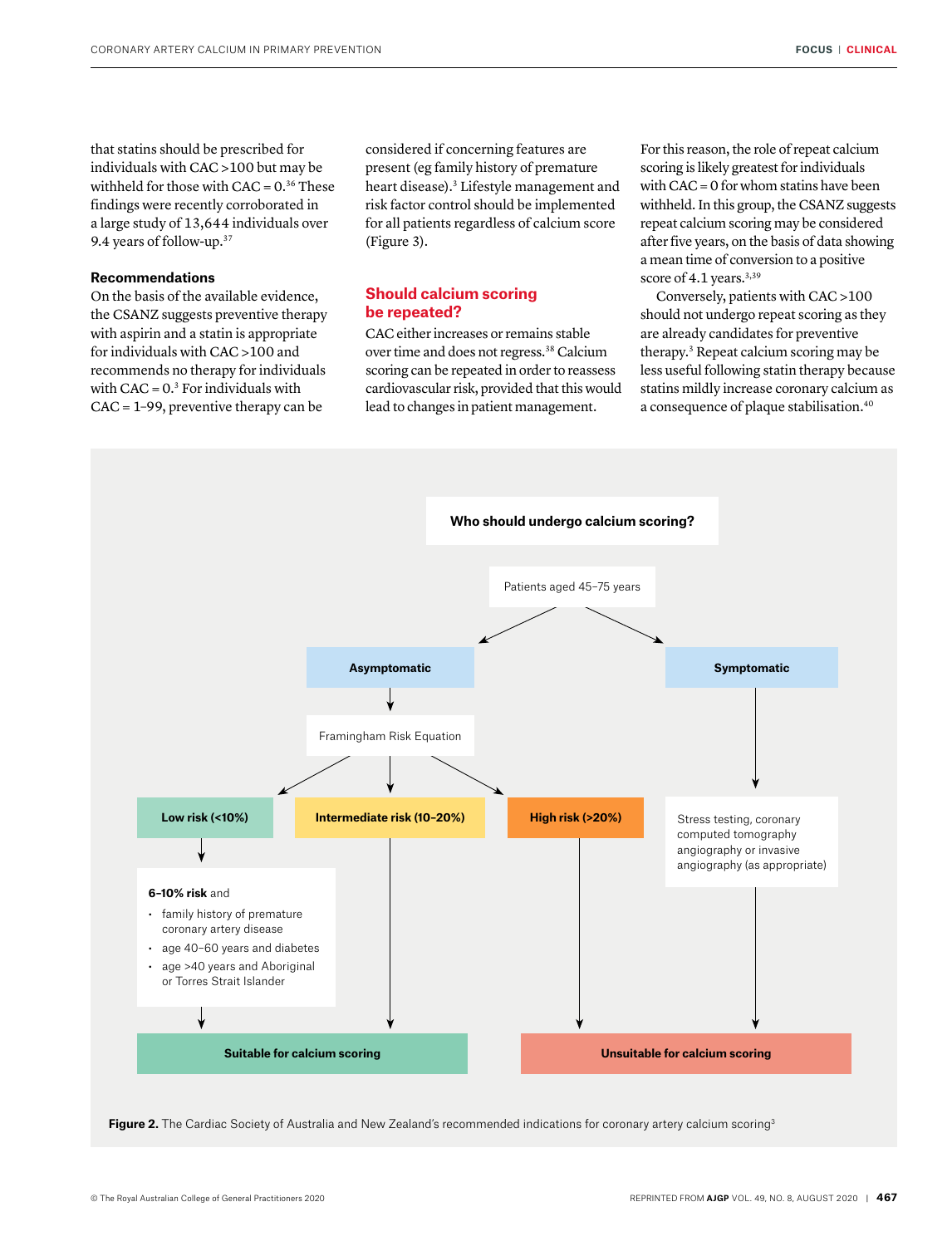that statins should be prescribed for individuals with CAC >100 but may be withheld for those with CAC = 0.[36] These findings were recently corroborated in a large study of 13,644 individuals over 9.4 years of follow-up.[37]

**Recommendations**

On the basis of the available evidence, the CSANZ suggests preventive therapy with aspirin and a statin is appropriate for individuals with CAC >100 and recommends no therapy for individuals with CAC = 0.[3] For individuals with CAC = 1–99, preventive therapy can be considered if concerning features are present (eg family history of premature heart disease).[3] Lifestyle management and risk factor control should be implemented for all patients regardless of calcium score (Figure 3).

## Should calcium scoring be repeated?

CAC either increases or remains stable over time and does not regress.[38] Calcium scoring can be repeated in order to reassess cardiovascular risk, provided that this would lead to changes in patient management. For this reason, the role of repeat calcium scoring is likely greatest for individuals with CAC = 0 for whom statins have been withheld. In this group, the CSANZ suggests repeat calcium scoring may be considered after five years, on the basis of data showing a mean time of conversion to a positive score of 4.1 years.[3,39]

Conversely, patients with CAC >100 should not undergo repeat scoring as they are already candidates for preventive therapy.[3] Repeat calcium scoring may be less useful following statin therapy because statins mildly increase coronary calcium as a consequence of plaque stabilisation.[40]

**Who should undergo calcium scoring?**

- Patients aged 45–75 years
  - **Asymptomatic** → Framingham Risk Equation
    - **Low risk (<10%)** → **6–10% risk** and
      - family history of premature coronary artery disease
      - age 40–60 years and diabetes
      - age >40 years and Aboriginal or Torres Strait Islander
      
      → **Suitable for calcium scoring**
    - **Intermediate risk (10–20%)** → **Suitable for calcium scoring**
    - **High risk (>20%)** → **Unsuitable for calcium scoring**
  - **Symptomatic** → Stress testing, coronary computed tomography angiography or invasive angiography (as appropriate) → **Unsuitable for calcium scoring**

**Figure 2.** The Cardiac Society of Australia and New Zealand's recommended indications for coronary artery calcium scoring[3]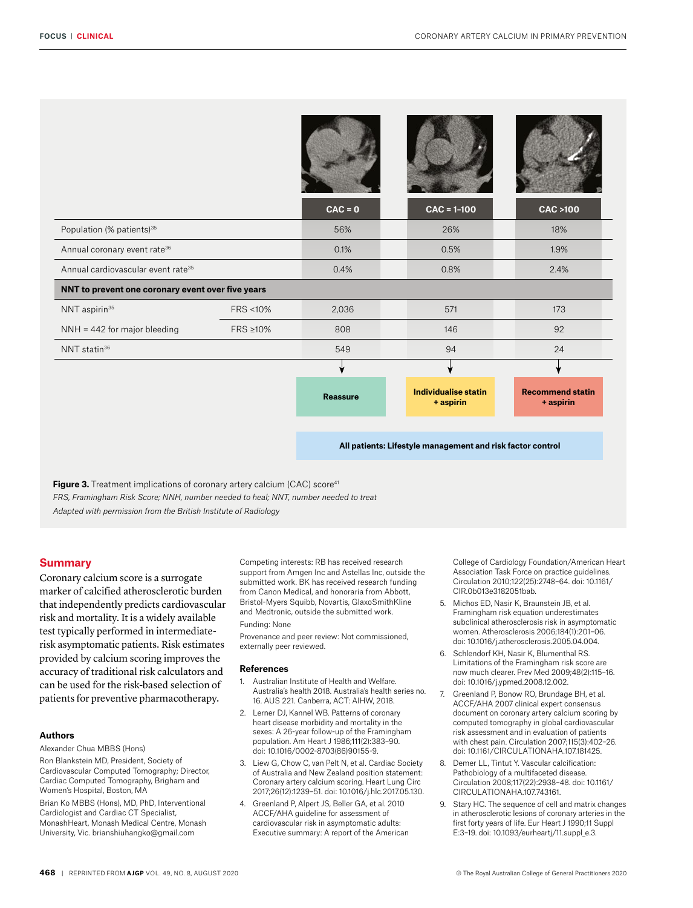| | | CAC = 0 | CAC = 1–100 | CAC >100 |
|---|---|---|---|---|
| Population (% patients)[35] | | 56% | 26% | 18% |
| Annual coronary event rate[36] | | 0.1% | 0.5% | 1.9% |
| Annual cardiovascular event rate[35] | | 0.4% | 0.8% | 2.4% |
| **NNT to prevent one coronary event over five years** | | | | |
| NNT aspirin[35] | FRS <10% | 2,036 | 571 | 173 |
| NNH = 442 for major bleeding | FRS ≥10% | 808 | 146 | 92 |
| NNT statin[36] | | 549 | 94 | 24 |
| | | **Reassure** | **Individualise statin + aspirin** | **Recommend statin + aspirin** |
| | | **All patients: Lifestyle management and risk factor control** | | |

**Figure 3.** Treatment implications of coronary artery calcium (CAC) score[41]

*FRS, Framingham Risk Score; NNH, number needed to heal; NNT, number needed to treat*

*Adapted with permission from the British Institute of Radiology*

## Summary

Coronary calcium score is a surrogate marker of calcified atherosclerotic burden that independently predicts cardiovascular risk and mortality. It is a widely available test typically performed in intermediate-risk asymptomatic patients. Risk estimates provided by calcium scoring improves the accuracy of traditional risk calculators and can be used for the risk-based selection of patients for preventive pharmacotherapy.

### Authors

Alexander Chua MBBS (Hons)

Ron Blankstein MD, President, Society of Cardiovascular Computed Tomography; Director, Cardiac Computed Tomography, Brigham and Women's Hospital, Boston, MA

Brian Ko MBBS (Hons), MD, PhD, Interventional Cardiologist and Cardiac CT Specialist, MonashHeart, Monash Medical Centre, Monash University, Vic. brianshiuhangko@gmail.com

Competing interests: RB has received research support from Amgen Inc and Astellas Inc, outside the submitted work. BK has received research funding from Canon Medical, and honoraria from Abbott, Bristol-Myers Squibb, Novartis, GlaxoSmithKline and Medtronic, outside the submitted work.

Funding: None

Provenance and peer review: Not commissioned, externally peer reviewed.

### References

1. Australian Institute of Health and Welfare. Australia's health 2018. Australia's health series no. 16. AUS 221. Canberra, ACT: AIHW, 2018.
2. Lerner DJ, Kannel WB. Patterns of coronary heart disease morbidity and mortality in the sexes: A 26-year follow-up of the Framingham population. Am Heart J 1986;111(2):383–90. doi: 10.1016/0002-8703(86)90155-9.
3. Liew G, Chow C, van Pelt N, et al. Cardiac Society of Australia and New Zealand position statement: Coronary artery calcium scoring. Heart Lung Circ 2017;26(12):1239–51. doi: 10.1016/j.hlc.2017.05.130.
4. Greenland P, Alpert JS, Beller GA, et al. 2010 ACCF/AHA guideline for assessment of cardiovascular risk in asymptomatic adults: Executive summary: A report of the American College of Cardiology Foundation/American Heart Association Task Force on practice guidelines. Circulation 2010;122(25):2748–64. doi: 10.1161/CIR.0b013e3182051bab.
5. Michos ED, Nasir K, Braunstein JB, et al. Framingham risk equation underestimates subclinical atherosclerosis risk in asymptomatic women. Atherosclerosis 2006;184(1):201–06. doi: 10.1016/j.atherosclerosis.2005.04.004.
6. Schlendorf KH, Nasir K, Blumenthal RS. Limitations of the Framingham risk score are now much clearer. Prev Med 2009;48(2):115–16. doi: 10.1016/j.ypmed.2008.12.002.
7. Greenland P, Bonow RO, Brundage BH, et al. ACCF/AHA 2007 clinical expert consensus document on coronary artery calcium scoring by computed tomography in global cardiovascular risk assessment and in evaluation of patients with chest pain. Circulation 2007;115(3):402–26. doi: 10.1161/CIRCULATIONAHA.107.181425.
8. Demer LL, Tintut Y. Vascular calcification: Pathobiology of a multifaceted disease. Circulation 2008;117(22):2938–48. doi: 10.1161/CIRCULATIONAHA.107.743161.
9. Stary HC. The sequence of cell and matrix changes in atherosclerotic lesions of coronary arteries in the first forty years of life. Eur Heart J 1990;11 Suppl E:3–19. doi: 10.1093/eurheartj/11.suppl_e.3.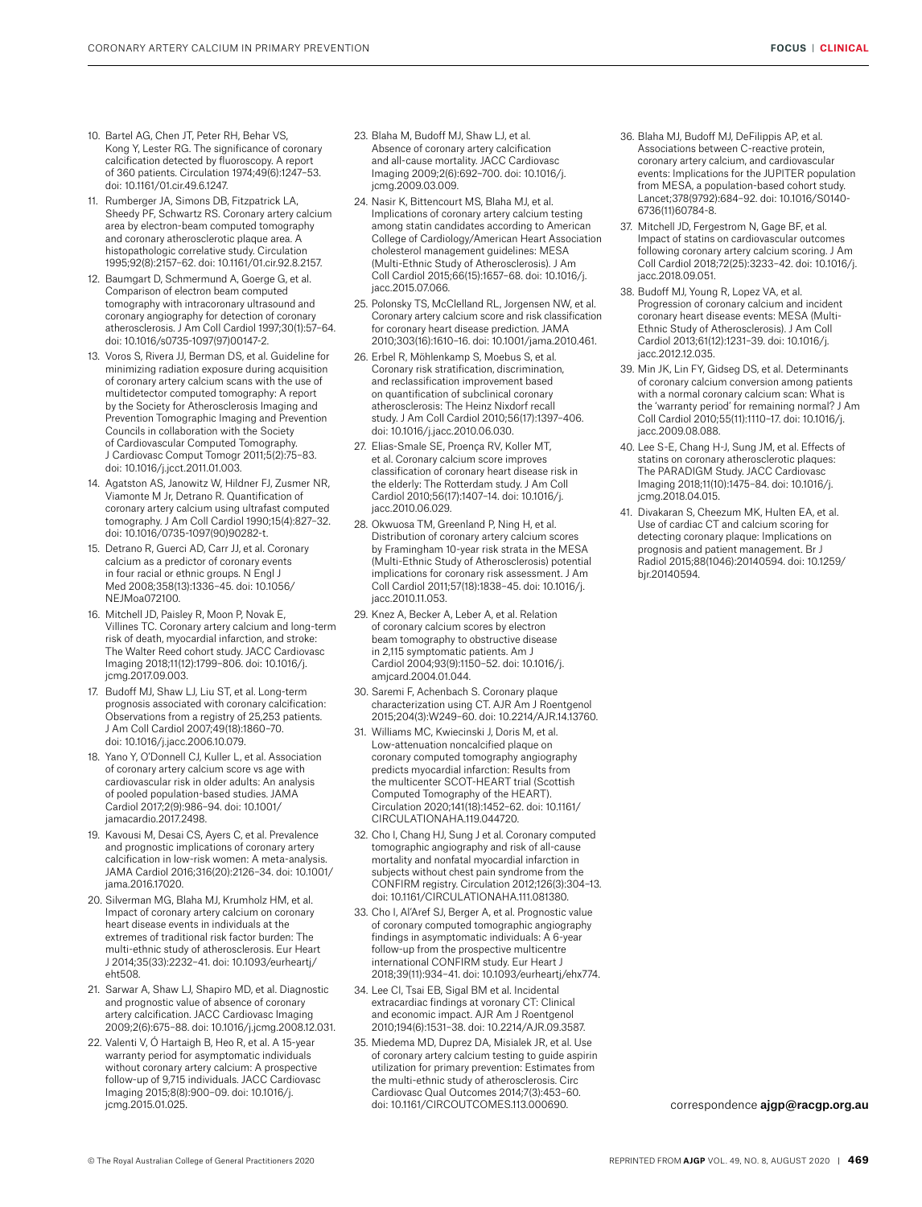10. Bartel AG, Chen JT, Peter RH, Behar VS, Kong Y, Lester RG. The significance of coronary calcification detected by fluoroscopy. A report of 360 patients. Circulation 1974;49(6):1247–53. doi: 10.1161/01.cir.49.6.1247.
11. Rumberger JA, Simons DB, Fitzpatrick LA, Sheedy PF, Schwartz RS. Coronary artery calcium area by electron-beam computed tomography and coronary atherosclerotic plaque area. A histopathologic correlative study. Circulation 1995;92(8):2157–62. doi: 10.1161/01.cir.92.8.2157.
12. Baumgart D, Schmermund A, Goerge G, et al. Comparison of electron beam computed tomography with intracoronary ultrasound and coronary angiography for detection of coronary atherosclerosis. J Am Coll Cardiol 1997;30(1):57–64. doi: 10.1016/s0735-1097(97)00147-2.
13. Voros S, Rivera JJ, Berman DS, et al. Guideline for minimizing radiation exposure during acquisition of coronary artery calcium scans with the use of multidetector computed tomography: A report by the Society for Atherosclerosis Imaging and Prevention Tomographic Imaging and Prevention Councils in collaboration with the Society of Cardiovascular Computed Tomography. J Cardiovasc Comput Tomogr 2011;5(2):75–83. doi: 10.1016/j.jcct.2011.01.003.
14. Agatston AS, Janowitz W, Hildner FJ, Zusmer NR, Viamonte M Jr, Detrano R. Quantification of coronary artery calcium using ultrafast computed tomography. J Am Coll Cardiol 1990;15(4):827–32. doi: 10.1016/0735-1097(90)90282-t.
15. Detrano R, Guerci AD, Carr JJ, et al. Coronary calcium as a predictor of coronary events in four racial or ethnic groups. N Engl J Med 2008;358(13):1336–45. doi: 10.1056/NEJMoa072100.
16. Mitchell JD, Paisley R, Moon P, Novak E, Villines TC. Coronary artery calcium and long-term risk of death, myocardial infarction, and stroke: The Walter Reed cohort study. JACC Cardiovasc Imaging 2018;11(12):1799–806. doi: 10.1016/j.jcmg.2017.09.003.
17. Budoff MJ, Shaw LJ, Liu ST, et al. Long-term prognosis associated with coronary calcification: Observations from a registry of 25,253 patients. J Am Coll Cardiol 2007;49(18):1860–70. doi: 10.1016/j.jacc.2006.10.079.
18. Yano Y, O'Donnell CJ, Kuller L, et al. Association of coronary artery calcium score vs age with cardiovascular risk in older adults: An analysis of pooled population-based studies. JAMA Cardiol 2017;2(9):986–94. doi: 10.1001/jamacardio.2017.2498.
19. Kavousi M, Desai CS, Ayers C, et al. Prevalence and prognostic implications of coronary artery calcification in low-risk women: A meta-analysis. JAMA Cardiol 2016;316(20):2126–34. doi: 10.1001/jama.2016.17020.
20. Silverman MG, Blaha MJ, Krumholz HM, et al. Impact of coronary artery calcium on coronary heart disease events in individuals at the extremes of traditional risk factor burden: The multi-ethnic study of atherosclerosis. Eur Heart J 2014;35(33):2232–41. doi: 10.1093/eurheartj/eht508.
21. Sarwar A, Shaw LJ, Shapiro MD, et al. Diagnostic and prognostic value of absence of coronary artery calcification. JACC Cardiovasc Imaging 2009;2(6):675–88. doi: 10.1016/j.jcmg.2008.12.031.
22. Valenti V, Ó Hartaigh B, Heo R, et al. A 15-year warranty period for asymptomatic individuals without coronary artery calcium: A prospective follow-up of 9,715 individuals. JACC Cardiovasc Imaging 2015;8(8):900–09. doi: 10.1016/j.jcmg.2015.01.025.
23. Blaha M, Budoff MJ, Shaw LJ, et al. Absence of coronary artery calcification and all-cause mortality. JACC Cardiovasc Imaging 2009;2(6):692–700. doi: 10.1016/j.jcmg.2009.03.009.
24. Nasir K, Bittencourt MS, Blaha MJ, et al. Implications of coronary artery calcium testing among statin candidates according to American College of Cardiology/American Heart Association cholesterol management guidelines: MESA (Multi-Ethnic Study of Atherosclerosis). J Am Coll Cardiol 2015;66(15):1657–68. doi: 10.1016/j.jacc.2015.07.066.
25. Polonsky TS, McClelland RL, Jorgensen NW, et al. Coronary artery calcium score and risk classification for coronary heart disease prediction. JAMA 2010;303(16):1610–16. doi: 10.1001/jama.2010.461.
26. Erbel R, Möhlenkamp S, Moebus S, et al. Coronary risk stratification, discrimination, and reclassification improvement based on quantification of subclinical coronary atherosclerosis: The Heinz Nixdorf recall study. J Am Coll Cardiol 2010;56(17):1397–406. doi: 10.1016/j.jacc.2010.06.030.
27. Elias-Smale SE, Proença RV, Koller MT, et al. Coronary calcium score improves classification of coronary heart disease risk in the elderly: The Rotterdam study. J Am Coll Cardiol 2010;56(17):1407–14. doi: 10.1016/j.jacc.2010.06.029.
28. Okwuosa TM, Greenland P, Ning H, et al. Distribution of coronary artery calcium scores by Framingham 10-year risk strata in the MESA (Multi-Ethnic Study of Atherosclerosis) potential implications for coronary risk assessment. J Am Coll Cardiol 2011;57(18):1838–45. doi: 10.1016/j.jacc.2010.11.053.
29. Knez A, Becker A, Leber A, et al. Relation of coronary calcium scores by electron beam tomography to obstructive disease in 2,115 symptomatic patients. Am J Cardiol 2004;93(9):1150–52. doi: 10.1016/j.amjcard.2004.01.044.
30. Saremi F, Achenbach S. Coronary plaque characterization using CT. AJR Am J Roentgenol 2015;204(3):W249–60. doi: 10.2214/AJR.14.13760.
31. Williams MC, Kwiecinski J, Doris M, et al. Low-attenuation noncalcified plaque on coronary computed tomography angiography predicts myocardial infarction: Results from the multicenter SCOT-HEART trial (Scottish Computed Tomography of the HEART). Circulation 2020;141(18):1452–62. doi: 10.1161/CIRCULATIONAHA.119.044720.
32. Cho I, Chang HJ, Sung J et al. Coronary computed tomographic angiography and risk of all-cause mortality and nonfatal myocardial infarction in subjects without chest pain syndrome from the CONFIRM registry. Circulation 2012;126(3):304–13. doi: 10.1161/CIRCULATIONAHA.111.081380.
33. Cho I, Al'Aref SJ, Berger A, et al. Prognostic value of coronary computed tomographic angiography findings in asymptomatic individuals: A 6-year follow-up from the prospective multicentre international CONFIRM study. Eur Heart J 2018;39(11):934–41. doi: 10.1093/eurheartj/ehx774.
34. Lee CI, Tsai EB, Sigal BM et al. Incidental extracardiac findings at voronary CT: Clinical and economic impact. AJR Am J Roentgenol 2010;194(6):1531–38. doi: 10.2214/AJR.09.3587.
35. Miedema MD, Duprez DA, Misialek JR, et al. Use of coronary artery calcium testing to guide aspirin utilization for primary prevention: Estimates from the multi-ethnic study of atherosclerosis. Circ Cardiovasc Qual Outcomes 2014;7(3):453–60. doi: 10.1161/CIRCOUTCOMES.113.000690.
36. Blaha MJ, Budoff MJ, DeFilippis AP, et al. Associations between C-reactive protein, coronary artery calcium, and cardiovascular events: Implications for the JUPITER population from MESA, a population-based cohort study. Lancet;378(9792):684–92. doi: 10.1016/S0140-6736(11)60784-8.
37. Mitchell JD, Fergestrom N, Gage BF, et al. Impact of statins on cardiovascular outcomes following coronary artery calcium scoring. J Am Coll Cardiol 2018;72(25):3233–42. doi: 10.1016/j.jacc.2018.09.051.
38. Budoff MJ, Young R, Lopez VA, et al. Progression of coronary calcium and incident coronary heart disease events: MESA (Multi-Ethnic Study of Atherosclerosis). J Am Coll Cardiol 2013;61(12):1231–39. doi: 10.1016/j.jacc.2012.12.035.
39. Min JK, Lin FY, Gidseg DS, et al. Determinants of coronary calcium conversion among patients with a normal coronary calcium scan: What is the 'warranty period' for remaining normal? J Am Coll Cardiol 2010;55(11):1110–17. doi: 10.1016/j.jacc.2009.08.088.
40. Lee S-E, Chang H-J, Sung JM, et al. Effects of statins on coronary atherosclerotic plaques: The PARADIGM Study. JACC Cardiovasc Imaging 2018;11(10):1475–84. doi: 10.1016/j.jcmg.2018.04.015.
41. Divakaran S, Cheezum MK, Hulten EA, et al. Use of cardiac CT and calcium scoring for detecting coronary plaque: Implications on prognosis and patient management. Br J Radiol 2015;88(1046):20140594. doi: 10.1259/bjr.20140594.

correspondence **ajgp@racgp.org.au**